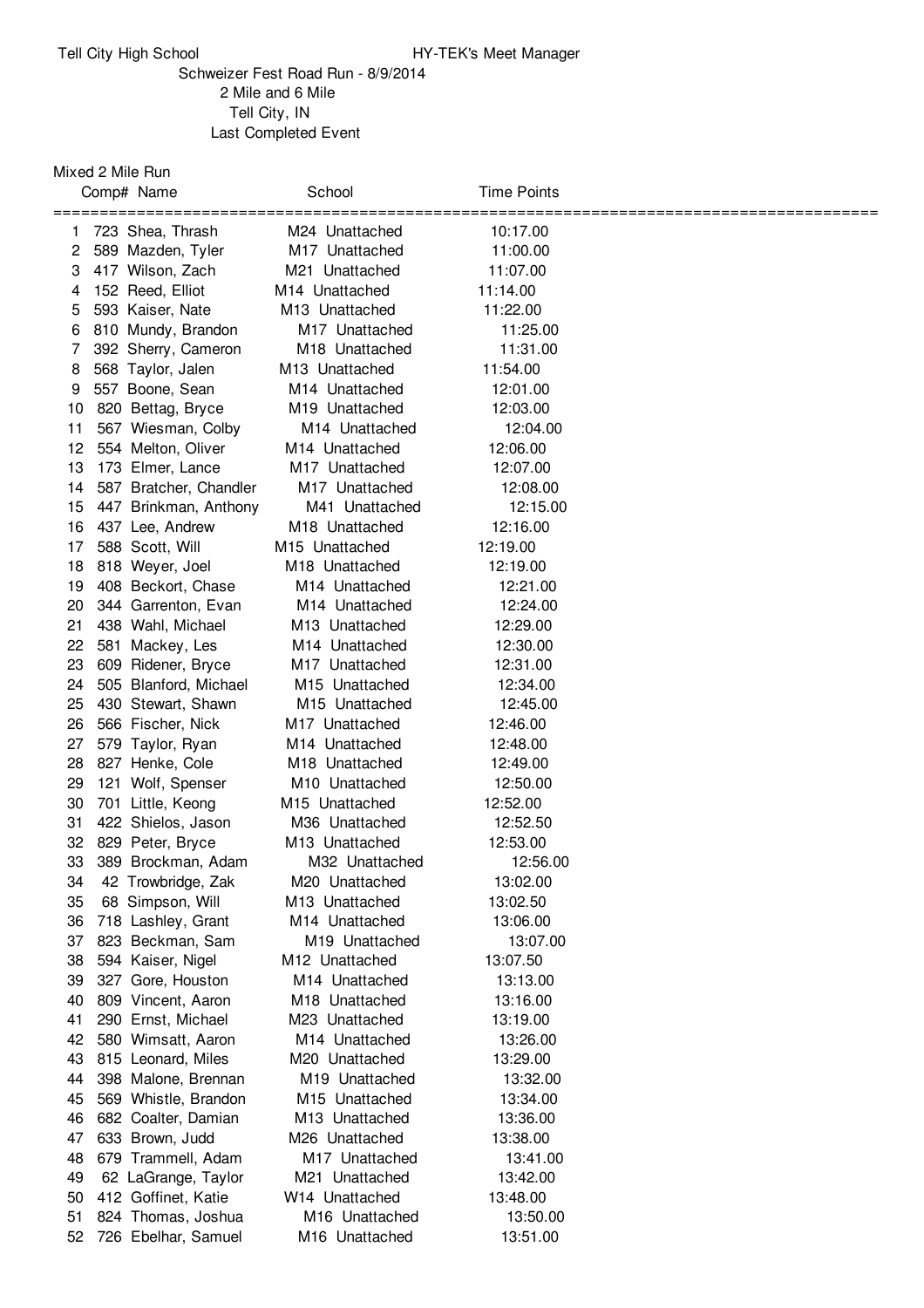Tell City High School — HY-TEK's Meet Manager

Schweizer Fest Road Run - 8/9/2014
2 Mile and 6 Mile
Tell City, IN
Last Completed Event

## Mixed 2 Mile Run

| | Comp# | Name | Age | School | Time | Points |
|---|---|---|---|---|---|---|
| 1 | 723 | Shea, Thrash | M24 | Unattached | 10:17.00 | |
| 2 | 589 | Mazden, Tyler | M17 | Unattached | 11:00.00 | |
| 3 | 417 | Wilson, Zach | M21 | Unattached | 11:07.00 | |
| 4 | 152 | Reed, Elliot | M14 | Unattached | 11:14.00 | |
| 5 | 593 | Kaiser, Nate | M13 | Unattached | 11:22.00 | |
| 6 | 810 | Mundy, Brandon | M17 | Unattached | 11:25.00 | |
| 7 | 392 | Sherry, Cameron | M18 | Unattached | 11:31.00 | |
| 8 | 568 | Taylor, Jalen | M13 | Unattached | 11:54.00 | |
| 9 | 557 | Boone, Sean | M14 | Unattached | 12:01.00 | |
| 10 | 820 | Bettag, Bryce | M19 | Unattached | 12:03.00 | |
| 11 | 567 | Wiesman, Colby | M14 | Unattached | 12:04.00 | |
| 12 | 554 | Melton, Oliver | M14 | Unattached | 12:06.00 | |
| 13 | 173 | Elmer, Lance | M17 | Unattached | 12:07.00 | |
| 14 | 587 | Bratcher, Chandler | M17 | Unattached | 12:08.00 | |
| 15 | 447 | Brinkman, Anthony | M41 | Unattached | 12:15.00 | |
| 16 | 437 | Lee, Andrew | M18 | Unattached | 12:16.00 | |
| 17 | 588 | Scott, Will | M15 | Unattached | 12:19.00 | |
| 18 | 818 | Weyer, Joel | M18 | Unattached | 12:19.00 | |
| 19 | 408 | Beckort, Chase | M14 | Unattached | 12:21.00 | |
| 20 | 344 | Garrenton, Evan | M14 | Unattached | 12:24.00 | |
| 21 | 438 | Wahl, Michael | M13 | Unattached | 12:29.00 | |
| 22 | 581 | Mackey, Les | M14 | Unattached | 12:30.00 | |
| 23 | 609 | Ridener, Bryce | M17 | Unattached | 12:31.00 | |
| 24 | 505 | Blanford, Michael | M15 | Unattached | 12:34.00 | |
| 25 | 430 | Stewart, Shawn | M15 | Unattached | 12:45.00 | |
| 26 | 566 | Fischer, Nick | M17 | Unattached | 12:46.00 | |
| 27 | 579 | Taylor, Ryan | M14 | Unattached | 12:48.00 | |
| 28 | 827 | Henke, Cole | M18 | Unattached | 12:49.00 | |
| 29 | 121 | Wolf, Spenser | M10 | Unattached | 12:50.00 | |
| 30 | 701 | Little, Keong | M15 | Unattached | 12:52.00 | |
| 31 | 422 | Shielos, Jason | M36 | Unattached | 12:52.50 | |
| 32 | 829 | Peter, Bryce | M13 | Unattached | 12:53.00 | |
| 33 | 389 | Brockman, Adam | M32 | Unattached | 12:56.00 | |
| 34 | 42 | Trowbridge, Zak | M20 | Unattached | 13:02.00 | |
| 35 | 68 | Simpson, Will | M13 | Unattached | 13:02.50 | |
| 36 | 718 | Lashley, Grant | M14 | Unattached | 13:06.00 | |
| 37 | 823 | Beckman, Sam | M19 | Unattached | 13:07.00 | |
| 38 | 594 | Kaiser, Nigel | M12 | Unattached | 13:07.50 | |
| 39 | 327 | Gore, Houston | M14 | Unattached | 13:13.00 | |
| 40 | 809 | Vincent, Aaron | M18 | Unattached | 13:16.00 | |
| 41 | 290 | Ernst, Michael | M23 | Unattached | 13:19.00 | |
| 42 | 580 | Wimsatt, Aaron | M14 | Unattached | 13:26.00 | |
| 43 | 815 | Leonard, Miles | M20 | Unattached | 13:29.00 | |
| 44 | 398 | Malone, Brennan | M19 | Unattached | 13:32.00 | |
| 45 | 569 | Whistle, Brandon | M15 | Unattached | 13:34.00 | |
| 46 | 682 | Coalter, Damian | M13 | Unattached | 13:36.00 | |
| 47 | 633 | Brown, Judd | M26 | Unattached | 13:38.00 | |
| 48 | 679 | Trammell, Adam | M17 | Unattached | 13:41.00 | |
| 49 | 62 | LaGrange, Taylor | M21 | Unattached | 13:42.00 | |
| 50 | 412 | Goffinet, Katie | W14 | Unattached | 13:48.00 | |
| 51 | 824 | Thomas, Joshua | M16 | Unattached | 13:50.00 | |
| 52 | 726 | Ebelhar, Samuel | M16 | Unattached | 13:51.00 | |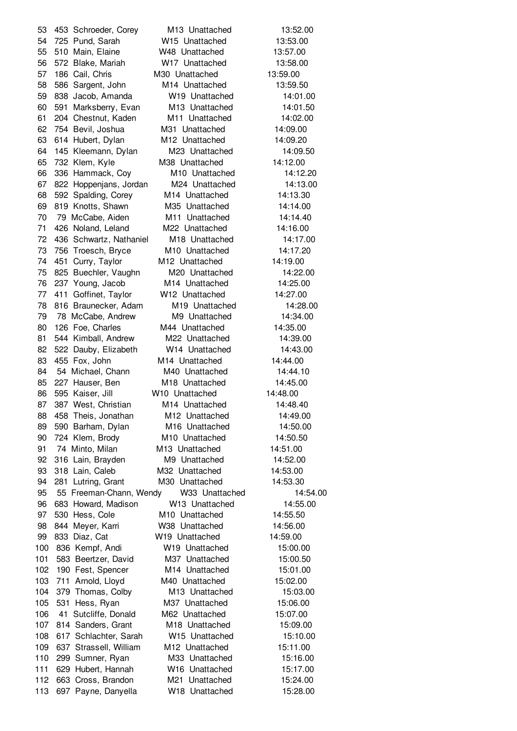| Place | Bib | Name | Div | Team | Time |
|---|---|---|---|---|---|
| 53 | 453 | Schroeder, Corey | M13 | Unattached | 13:52.00 |
| 54 | 725 | Pund, Sarah | W15 | Unattached | 13:53.00 |
| 55 | 510 | Main, Elaine | W48 | Unattached | 13:57.00 |
| 56 | 572 | Blake, Mariah | W17 | Unattached | 13:58.00 |
| 57 | 186 | Cail, Chris | M30 | Unattached | 13:59.00 |
| 58 | 586 | Sargent, John | M14 | Unattached | 13:59.50 |
| 59 | 838 | Jacob, Amanda | W19 | Unattached | 14:01.00 |
| 60 | 591 | Marksberry, Evan | M13 | Unattached | 14:01.50 |
| 61 | 204 | Chestnut, Kaden | M11 | Unattached | 14:02.00 |
| 62 | 754 | Bevil, Joshua | M31 | Unattached | 14:09.00 |
| 63 | 614 | Hubert, Dylan | M12 | Unattached | 14:09.20 |
| 64 | 145 | Kleemann, Dylan | M23 | Unattached | 14:09.50 |
| 65 | 732 | Klem, Kyle | M38 | Unattached | 14:12.00 |
| 66 | 336 | Hammack, Coy | M10 | Unattached | 14:12.20 |
| 67 | 822 | Hoppenjans, Jordan | M24 | Unattached | 14:13.00 |
| 68 | 592 | Spalding, Corey | M14 | Unattached | 14:13.30 |
| 69 | 819 | Knotts, Shawn | M35 | Unattached | 14:14.00 |
| 70 | 79 | McCabe, Aiden | M11 | Unattached | 14:14.40 |
| 71 | 426 | Noland, Leland | M22 | Unattached | 14:16.00 |
| 72 | 436 | Schwartz, Nathaniel | M18 | Unattached | 14:17.00 |
| 73 | 756 | Troesch, Bryce | M10 | Unattached | 14:17.20 |
| 74 | 451 | Curry, Taylor | M12 | Unattached | 14:19.00 |
| 75 | 825 | Buechler, Vaughn | M20 | Unattached | 14:22.00 |
| 76 | 237 | Young, Jacob | M14 | Unattached | 14:25.00 |
| 77 | 411 | Goffinet, Taylor | W12 | Unattached | 14:27.00 |
| 78 | 816 | Braunecker, Adam | M19 | Unattached | 14:28.00 |
| 79 | 78 | McCabe, Andrew | M9 | Unattached | 14:34.00 |
| 80 | 126 | Foe, Charles | M44 | Unattached | 14:35.00 |
| 81 | 544 | Kimball, Andrew | M22 | Unattached | 14:39.00 |
| 82 | 522 | Dauby, Elizabeth | W14 | Unattached | 14:43.00 |
| 83 | 455 | Fox, John | M14 | Unattached | 14:44.00 |
| 84 | 54 | Michael, Chann | M40 | Unattached | 14:44.10 |
| 85 | 227 | Hauser, Ben | M18 | Unattached | 14:45.00 |
| 86 | 595 | Kaiser, Jill | W10 | Unattached | 14:48.00 |
| 87 | 387 | West, Christian | M14 | Unattached | 14:48.40 |
| 88 | 458 | Theis, Jonathan | M12 | Unattached | 14:49.00 |
| 89 | 590 | Barham, Dylan | M16 | Unattached | 14:50.00 |
| 90 | 724 | Klem, Brody | M10 | Unattached | 14:50.50 |
| 91 | 74 | Minto, Milan | M13 | Unattached | 14:51.00 |
| 92 | 316 | Lain, Brayden | M9 | Unattached | 14:52.00 |
| 93 | 318 | Lain, Caleb | M32 | Unattached | 14:53.00 |
| 94 | 281 | Lutring, Grant | M30 | Unattached | 14:53.30 |
| 95 | 55 | Freeman-Chann, Wendy | W33 | Unattached | 14:54.00 |
| 96 | 683 | Howard, Madison | W13 | Unattached | 14:55.00 |
| 97 | 530 | Hess, Cole | M10 | Unattached | 14:55.50 |
| 98 | 844 | Meyer, Karri | W38 | Unattached | 14:56.00 |
| 99 | 833 | Diaz, Cat | W19 | Unattached | 14:59.00 |
| 100 | 836 | Kempf, Andi | W19 | Unattached | 15:00.00 |
| 101 | 583 | Beertzer, David | M37 | Unattached | 15:00.50 |
| 102 | 190 | Fest, Spencer | M14 | Unattached | 15:01.00 |
| 103 | 711 | Arnold, Lloyd | M40 | Unattached | 15:02.00 |
| 104 | 379 | Thomas, Colby | M13 | Unattached | 15:03.00 |
| 105 | 531 | Hess, Ryan | M37 | Unattached | 15:06.00 |
| 106 | 41 | Sutcliffe, Donald | M62 | Unattached | 15:07.00 |
| 107 | 814 | Sanders, Grant | M18 | Unattached | 15:09.00 |
| 108 | 617 | Schlachter, Sarah | W15 | Unattached | 15:10.00 |
| 109 | 637 | Strassell, William | M12 | Unattached | 15:11.00 |
| 110 | 299 | Sumner, Ryan | M33 | Unattached | 15:16.00 |
| 111 | 629 | Hubert, Hannah | W16 | Unattached | 15:17.00 |
| 112 | 663 | Cross, Brandon | M21 | Unattached | 15:24.00 |
| 113 | 697 | Payne, Danyella | W18 | Unattached | 15:28.00 |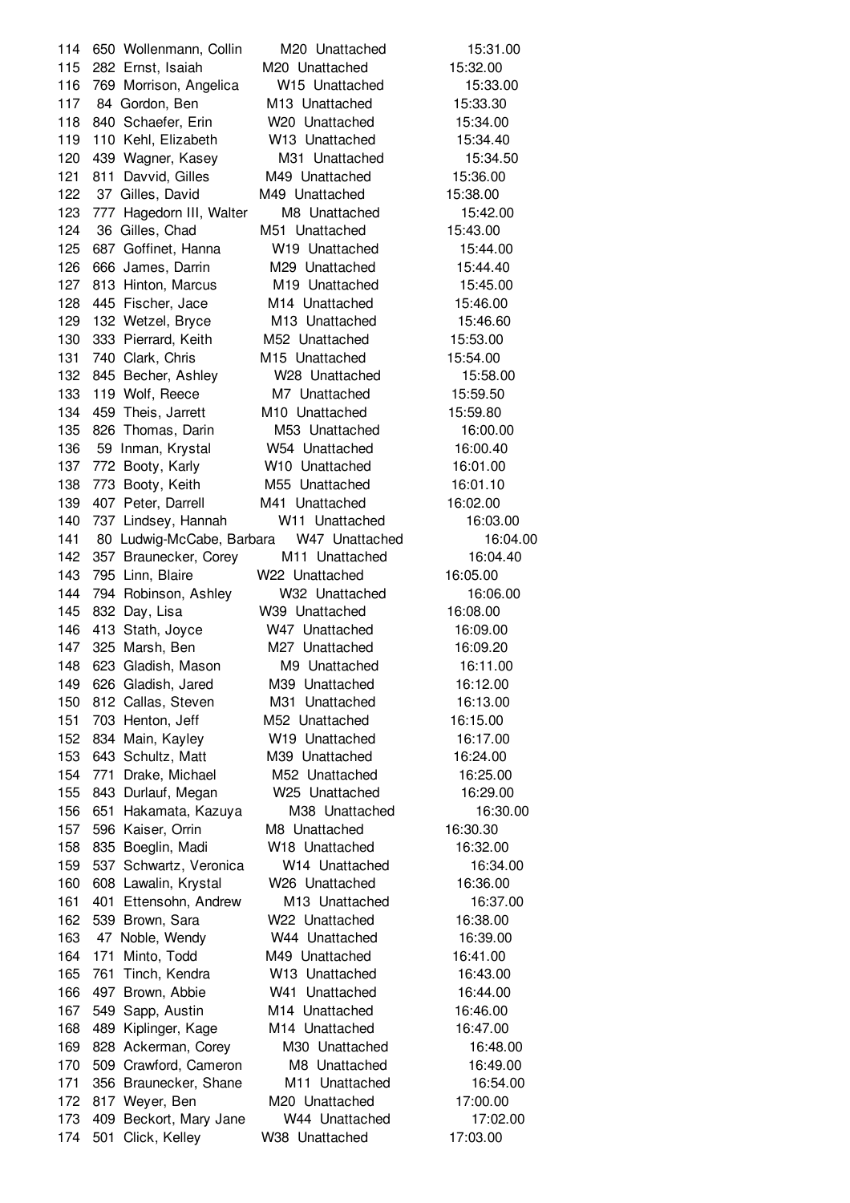| Place | Bib | Name | Division | Team | Time |
|---|---|---|---|---|---|
| 114 | 650 | Wollenmann, Collin | M20 | Unattached | 15:31.00 |
| 115 | 282 | Ernst, Isaiah | M20 | Unattached | 15:32.00 |
| 116 | 769 | Morrison, Angelica | W15 | Unattached | 15:33.00 |
| 117 | 84 | Gordon, Ben | M13 | Unattached | 15:33.30 |
| 118 | 840 | Schaefer, Erin | W20 | Unattached | 15:34.00 |
| 119 | 110 | Kehl, Elizabeth | W13 | Unattached | 15:34.40 |
| 120 | 439 | Wagner, Kasey | M31 | Unattached | 15:34.50 |
| 121 | 811 | Davvid, Gilles | M49 | Unattached | 15:36.00 |
| 122 | 37 | Gilles, David | M49 | Unattached | 15:38.00 |
| 123 | 777 | Hagedorn III, Walter | M8 | Unattached | 15:42.00 |
| 124 | 36 | Gilles, Chad | M51 | Unattached | 15:43.00 |
| 125 | 687 | Goffinet, Hanna | W19 | Unattached | 15:44.00 |
| 126 | 666 | James, Darrin | M29 | Unattached | 15:44.40 |
| 127 | 813 | Hinton, Marcus | M19 | Unattached | 15:45.00 |
| 128 | 445 | Fischer, Jace | M14 | Unattached | 15:46.00 |
| 129 | 132 | Wetzel, Bryce | M13 | Unattached | 15:46.60 |
| 130 | 333 | Pierrard, Keith | M52 | Unattached | 15:53.00 |
| 131 | 740 | Clark, Chris | M15 | Unattached | 15:54.00 |
| 132 | 845 | Becher, Ashley | W28 | Unattached | 15:58.00 |
| 133 | 119 | Wolf, Reece | M7 | Unattached | 15:59.50 |
| 134 | 459 | Theis, Jarrett | M10 | Unattached | 15:59.80 |
| 135 | 826 | Thomas, Darin | M53 | Unattached | 16:00.00 |
| 136 | 59 | Inman, Krystal | W54 | Unattached | 16:00.40 |
| 137 | 772 | Booty, Karly | W10 | Unattached | 16:01.00 |
| 138 | 773 | Booty, Keith | M55 | Unattached | 16:01.10 |
| 139 | 407 | Peter, Darrell | M41 | Unattached | 16:02.00 |
| 140 | 737 | Lindsey, Hannah | W11 | Unattached | 16:03.00 |
| 141 | 80 | Ludwig-McCabe, Barbara | W47 | Unattached | 16:04.00 |
| 142 | 357 | Braunecker, Corey | M11 | Unattached | 16:04.40 |
| 143 | 795 | Linn, Blaire | W22 | Unattached | 16:05.00 |
| 144 | 794 | Robinson, Ashley | W32 | Unattached | 16:06.00 |
| 145 | 832 | Day, Lisa | W39 | Unattached | 16:08.00 |
| 146 | 413 | Stath, Joyce | W47 | Unattached | 16:09.00 |
| 147 | 325 | Marsh, Ben | M27 | Unattached | 16:09.20 |
| 148 | 623 | Gladish, Mason | M9 | Unattached | 16:11.00 |
| 149 | 626 | Gladish, Jared | M39 | Unattached | 16:12.00 |
| 150 | 812 | Callas, Steven | M31 | Unattached | 16:13.00 |
| 151 | 703 | Henton, Jeff | M52 | Unattached | 16:15.00 |
| 152 | 834 | Main, Kayley | W19 | Unattached | 16:17.00 |
| 153 | 643 | Schultz, Matt | M39 | Unattached | 16:24.00 |
| 154 | 771 | Drake, Michael | M52 | Unattached | 16:25.00 |
| 155 | 843 | Durlauf, Megan | W25 | Unattached | 16:29.00 |
| 156 | 651 | Hakamata, Kazuya | M38 | Unattached | 16:30.00 |
| 157 | 596 | Kaiser, Orrin | M8 | Unattached | 16:30.30 |
| 158 | 835 | Boeglin, Madi | W18 | Unattached | 16:32.00 |
| 159 | 537 | Schwartz, Veronica | W14 | Unattached | 16:34.00 |
| 160 | 608 | Lawalin, Krystal | W26 | Unattached | 16:36.00 |
| 161 | 401 | Ettensohn, Andrew | M13 | Unattached | 16:37.00 |
| 162 | 539 | Brown, Sara | W22 | Unattached | 16:38.00 |
| 163 | 47 | Noble, Wendy | W44 | Unattached | 16:39.00 |
| 164 | 171 | Minto, Todd | M49 | Unattached | 16:41.00 |
| 165 | 761 | Tinch, Kendra | W13 | Unattached | 16:43.00 |
| 166 | 497 | Brown, Abbie | W41 | Unattached | 16:44.00 |
| 167 | 549 | Sapp, Austin | M14 | Unattached | 16:46.00 |
| 168 | 489 | Kiplinger, Kage | M14 | Unattached | 16:47.00 |
| 169 | 828 | Ackerman, Corey | M30 | Unattached | 16:48.00 |
| 170 | 509 | Crawford, Cameron | M8 | Unattached | 16:49.00 |
| 171 | 356 | Braunecker, Shane | M11 | Unattached | 16:54.00 |
| 172 | 817 | Weyer, Ben | M20 | Unattached | 17:00.00 |
| 173 | 409 | Beckort, Mary Jane | W44 | Unattached | 17:02.00 |
| 174 | 501 | Click, Kelley | W38 | Unattached | 17:03.00 |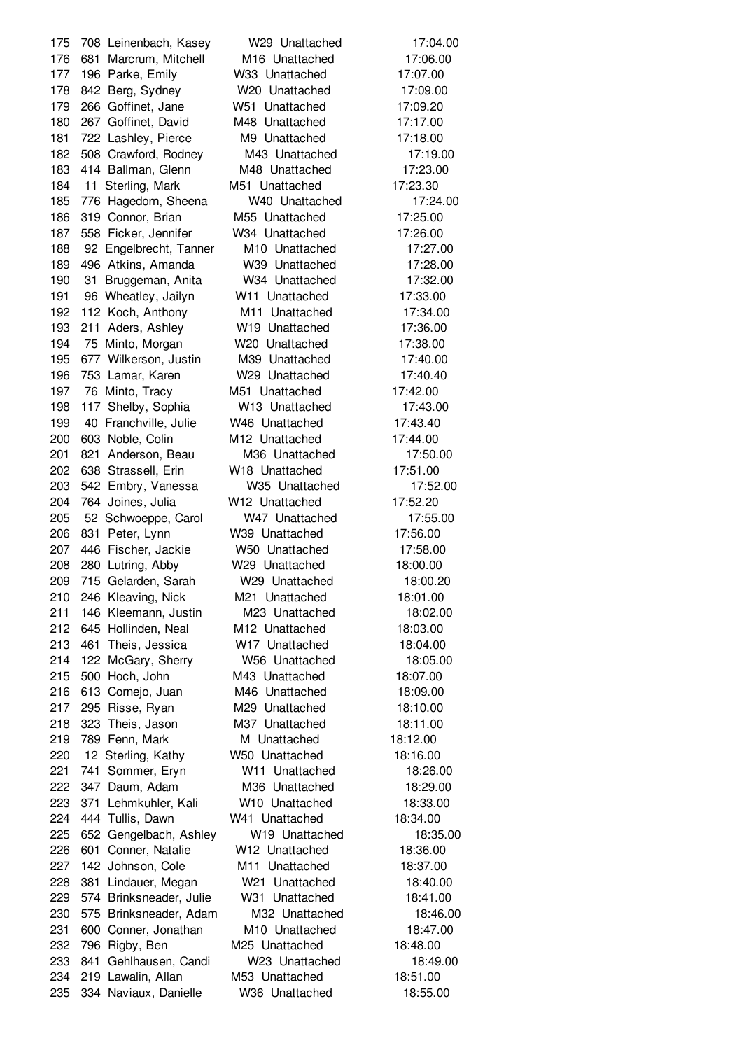| Place | Bib | Name | Age | Team | Time |
|---|---|---|---|---|---|
| 175 | 708 | Leinenbach, Kasey | W29 | Unattached | 17:04.00 |
| 176 | 681 | Marcrum, Mitchell | M16 | Unattached | 17:06.00 |
| 177 | 196 | Parke, Emily | W33 | Unattached | 17:07.00 |
| 178 | 842 | Berg, Sydney | W20 | Unattached | 17:09.00 |
| 179 | 266 | Goffinet, Jane | W51 | Unattached | 17:09.20 |
| 180 | 267 | Goffinet, David | M48 | Unattached | 17:17.00 |
| 181 | 722 | Lashley, Pierce | M9 | Unattached | 17:18.00 |
| 182 | 508 | Crawford, Rodney | M43 | Unattached | 17:19.00 |
| 183 | 414 | Ballman, Glenn | M48 | Unattached | 17:23.00 |
| 184 | 11 | Sterling, Mark | M51 | Unattached | 17:23.30 |
| 185 | 776 | Hagedorn, Sheena | W40 | Unattached | 17:24.00 |
| 186 | 319 | Connor, Brian | M55 | Unattached | 17:25.00 |
| 187 | 558 | Ficker, Jennifer | W34 | Unattached | 17:26.00 |
| 188 | 92 | Engelbrecht, Tanner | M10 | Unattached | 17:27.00 |
| 189 | 496 | Atkins, Amanda | W39 | Unattached | 17:28.00 |
| 190 | 31 | Bruggeman, Anita | W34 | Unattached | 17:32.00 |
| 191 | 96 | Wheatley, Jailyn | W11 | Unattached | 17:33.00 |
| 192 | 112 | Koch, Anthony | M11 | Unattached | 17:34.00 |
| 193 | 211 | Aders, Ashley | W19 | Unattached | 17:36.00 |
| 194 | 75 | Minto, Morgan | W20 | Unattached | 17:38.00 |
| 195 | 677 | Wilkerson, Justin | M39 | Unattached | 17:40.00 |
| 196 | 753 | Lamar, Karen | W29 | Unattached | 17:40.40 |
| 197 | 76 | Minto, Tracy | M51 | Unattached | 17:42.00 |
| 198 | 117 | Shelby, Sophia | W13 | Unattached | 17:43.00 |
| 199 | 40 | Franchville, Julie | W46 | Unattached | 17:43.40 |
| 200 | 603 | Noble, Colin | M12 | Unattached | 17:44.00 |
| 201 | 821 | Anderson, Beau | M36 | Unattached | 17:50.00 |
| 202 | 638 | Strassell, Erin | W18 | Unattached | 17:51.00 |
| 203 | 542 | Embry, Vanessa | W35 | Unattached | 17:52.00 |
| 204 | 764 | Joines, Julia | W12 | Unattached | 17:52.20 |
| 205 | 52 | Schwoeppe, Carol | W47 | Unattached | 17:55.00 |
| 206 | 831 | Peter, Lynn | W39 | Unattached | 17:56.00 |
| 207 | 446 | Fischer, Jackie | W50 | Unattached | 17:58.00 |
| 208 | 280 | Lutring, Abby | W29 | Unattached | 18:00.00 |
| 209 | 715 | Gelarden, Sarah | W29 | Unattached | 18:00.20 |
| 210 | 246 | Kleaving, Nick | M21 | Unattached | 18:01.00 |
| 211 | 146 | Kleemann, Justin | M23 | Unattached | 18:02.00 |
| 212 | 645 | Hollinden, Neal | M12 | Unattached | 18:03.00 |
| 213 | 461 | Theis, Jessica | W17 | Unattached | 18:04.00 |
| 214 | 122 | McGary, Sherry | W56 | Unattached | 18:05.00 |
| 215 | 500 | Hoch, John | M43 | Unattached | 18:07.00 |
| 216 | 613 | Cornejo, Juan | M46 | Unattached | 18:09.00 |
| 217 | 295 | Risse, Ryan | M29 | Unattached | 18:10.00 |
| 218 | 323 | Theis, Jason | M37 | Unattached | 18:11.00 |
| 219 | 789 | Fenn, Mark | M | Unattached | 18:12.00 |
| 220 | 12 | Sterling, Kathy | W50 | Unattached | 18:16.00 |
| 221 | 741 | Sommer, Eryn | W11 | Unattached | 18:26.00 |
| 222 | 347 | Daum, Adam | M36 | Unattached | 18:29.00 |
| 223 | 371 | Lehmkuhler, Kali | W10 | Unattached | 18:33.00 |
| 224 | 444 | Tullis, Dawn | W41 | Unattached | 18:34.00 |
| 225 | 652 | Gengelbach, Ashley | W19 | Unattached | 18:35.00 |
| 226 | 601 | Conner, Natalie | W12 | Unattached | 18:36.00 |
| 227 | 142 | Johnson, Cole | M11 | Unattached | 18:37.00 |
| 228 | 381 | Lindauer, Megan | W21 | Unattached | 18:40.00 |
| 229 | 574 | Brinksneader, Julie | W31 | Unattached | 18:41.00 |
| 230 | 575 | Brinksneader, Adam | M32 | Unattached | 18:46.00 |
| 231 | 600 | Conner, Jonathan | M10 | Unattached | 18:47.00 |
| 232 | 796 | Rigby, Ben | M25 | Unattached | 18:48.00 |
| 233 | 841 | Gehlhausen, Candi | W23 | Unattached | 18:49.00 |
| 234 | 219 | Lawalin, Allan | M53 | Unattached | 18:51.00 |
| 235 | 334 | Naviaux, Danielle | W36 | Unattached | 18:55.00 |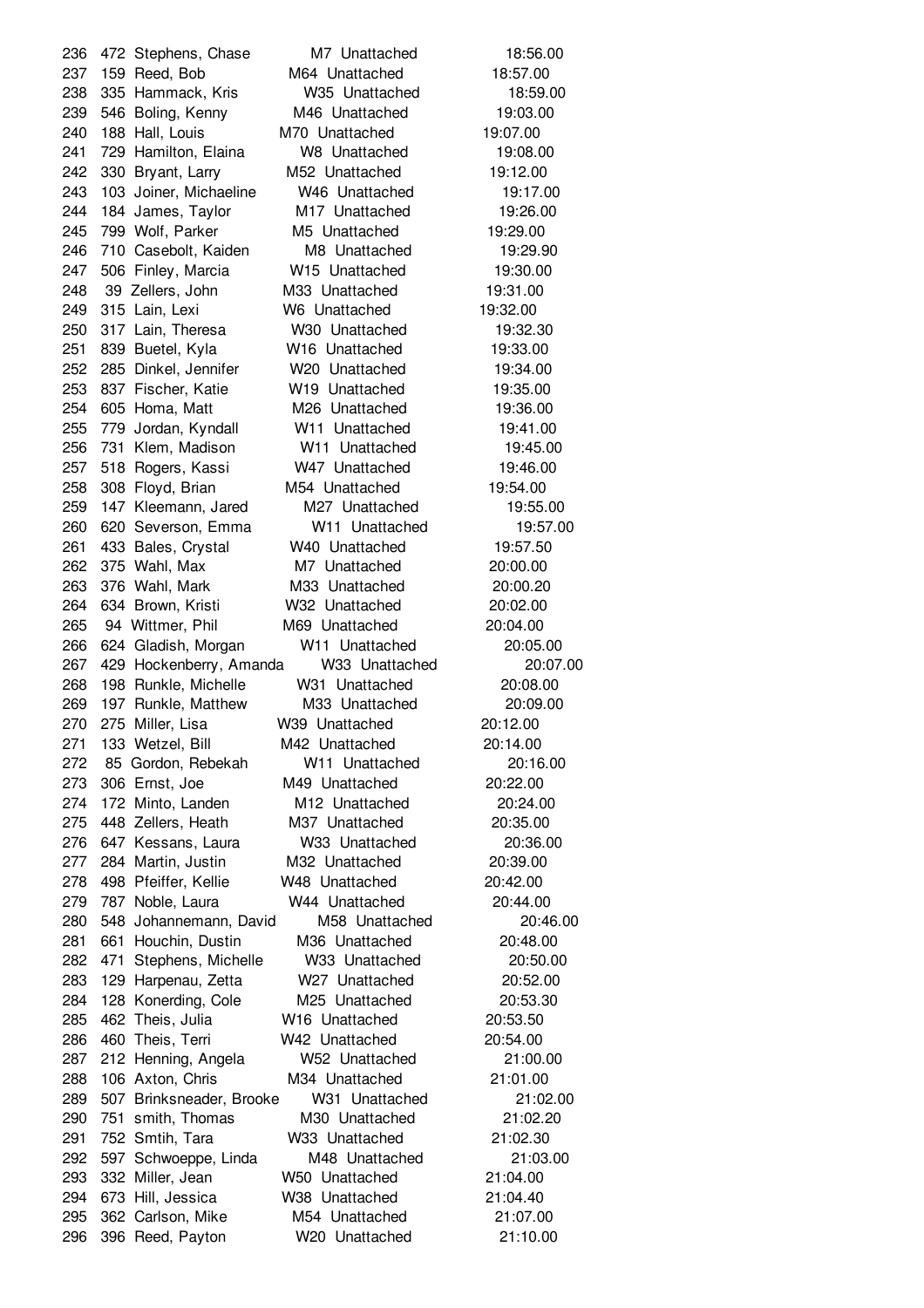| | | | | | |
|---|---|---|---|---|---|
| 236 | 472 | Stephens, Chase | M7 | Unattached | 18:56.00 |
| 237 | 159 | Reed, Bob | M64 | Unattached | 18:57.00 |
| 238 | 335 | Hammack, Kris | W35 | Unattached | 18:59.00 |
| 239 | 546 | Boling, Kenny | M46 | Unattached | 19:03.00 |
| 240 | 188 | Hall, Louis | M70 | Unattached | 19:07.00 |
| 241 | 729 | Hamilton, Elaina | W8 | Unattached | 19:08.00 |
| 242 | 330 | Bryant, Larry | M52 | Unattached | 19:12.00 |
| 243 | 103 | Joiner, Michaeline | W46 | Unattached | 19:17.00 |
| 244 | 184 | James, Taylor | M17 | Unattached | 19:26.00 |
| 245 | 799 | Wolf, Parker | M5 | Unattached | 19:29.00 |
| 246 | 710 | Casebolt, Kaiden | M8 | Unattached | 19:29.90 |
| 247 | 506 | Finley, Marcia | W15 | Unattached | 19:30.00 |
| 248 | 39 | Zellers, John | M33 | Unattached | 19:31.00 |
| 249 | 315 | Lain, Lexi | W6 | Unattached | 19:32.00 |
| 250 | 317 | Lain, Theresa | W30 | Unattached | 19:32.30 |
| 251 | 839 | Buetel, Kyla | W16 | Unattached | 19:33.00 |
| 252 | 285 | Dinkel, Jennifer | W20 | Unattached | 19:34.00 |
| 253 | 837 | Fischer, Katie | W19 | Unattached | 19:35.00 |
| 254 | 605 | Homa, Matt | M26 | Unattached | 19:36.00 |
| 255 | 779 | Jordan, Kyndall | W11 | Unattached | 19:41.00 |
| 256 | 731 | Klem, Madison | W11 | Unattached | 19:45.00 |
| 257 | 518 | Rogers, Kassi | W47 | Unattached | 19:46.00 |
| 258 | 308 | Floyd, Brian | M54 | Unattached | 19:54.00 |
| 259 | 147 | Kleemann, Jared | M27 | Unattached | 19:55.00 |
| 260 | 620 | Severson, Emma | W11 | Unattached | 19:57.00 |
| 261 | 433 | Bales, Crystal | W40 | Unattached | 19:57.50 |
| 262 | 375 | Wahl, Max | M7 | Unattached | 20:00.00 |
| 263 | 376 | Wahl, Mark | M33 | Unattached | 20:00.20 |
| 264 | 634 | Brown, Kristi | W32 | Unattached | 20:02.00 |
| 265 | 94 | Wittmer, Phil | M69 | Unattached | 20:04.00 |
| 266 | 624 | Gladish, Morgan | W11 | Unattached | 20:05.00 |
| 267 | 429 | Hockenberry, Amanda | W33 | Unattached | 20:07.00 |
| 268 | 198 | Runkle, Michelle | W31 | Unattached | 20:08.00 |
| 269 | 197 | Runkle, Matthew | M33 | Unattached | 20:09.00 |
| 270 | 275 | Miller, Lisa | W39 | Unattached | 20:12.00 |
| 271 | 133 | Wetzel, Bill | M42 | Unattached | 20:14.00 |
| 272 | 85 | Gordon, Rebekah | W11 | Unattached | 20:16.00 |
| 273 | 306 | Ernst, Joe | M49 | Unattached | 20:22.00 |
| 274 | 172 | Minto, Landen | M12 | Unattached | 20:24.00 |
| 275 | 448 | Zellers, Heath | M37 | Unattached | 20:35.00 |
| 276 | 647 | Kessans, Laura | W33 | Unattached | 20:36.00 |
| 277 | 284 | Martin, Justin | M32 | Unattached | 20:39.00 |
| 278 | 498 | Pfeiffer, Kellie | W48 | Unattached | 20:42.00 |
| 279 | 787 | Noble, Laura | W44 | Unattached | 20:44.00 |
| 280 | 548 | Johannemann, David | M58 | Unattached | 20:46.00 |
| 281 | 661 | Houchin, Dustin | M36 | Unattached | 20:48.00 |
| 282 | 471 | Stephens, Michelle | W33 | Unattached | 20:50.00 |
| 283 | 129 | Harpenau, Zetta | W27 | Unattached | 20:52.00 |
| 284 | 128 | Konerding, Cole | M25 | Unattached | 20:53.30 |
| 285 | 462 | Theis, Julia | W16 | Unattached | 20:53.50 |
| 286 | 460 | Theis, Terri | W42 | Unattached | 20:54.00 |
| 287 | 212 | Henning, Angela | W52 | Unattached | 21:00.00 |
| 288 | 106 | Axton, Chris | M34 | Unattached | 21:01.00 |
| 289 | 507 | Brinksneader, Brooke | W31 | Unattached | 21:02.00 |
| 290 | 751 | smith, Thomas | M30 | Unattached | 21:02.20 |
| 291 | 752 | Smtih, Tara | W33 | Unattached | 21:02.30 |
| 292 | 597 | Schwoeppe, Linda | M48 | Unattached | 21:03.00 |
| 293 | 332 | Miller, Jean | W50 | Unattached | 21:04.00 |
| 294 | 673 | Hill, Jessica | W38 | Unattached | 21:04.40 |
| 295 | 362 | Carlson, Mike | M54 | Unattached | 21:07.00 |
| 296 | 396 | Reed, Payton | W20 | Unattached | 21:10.00 |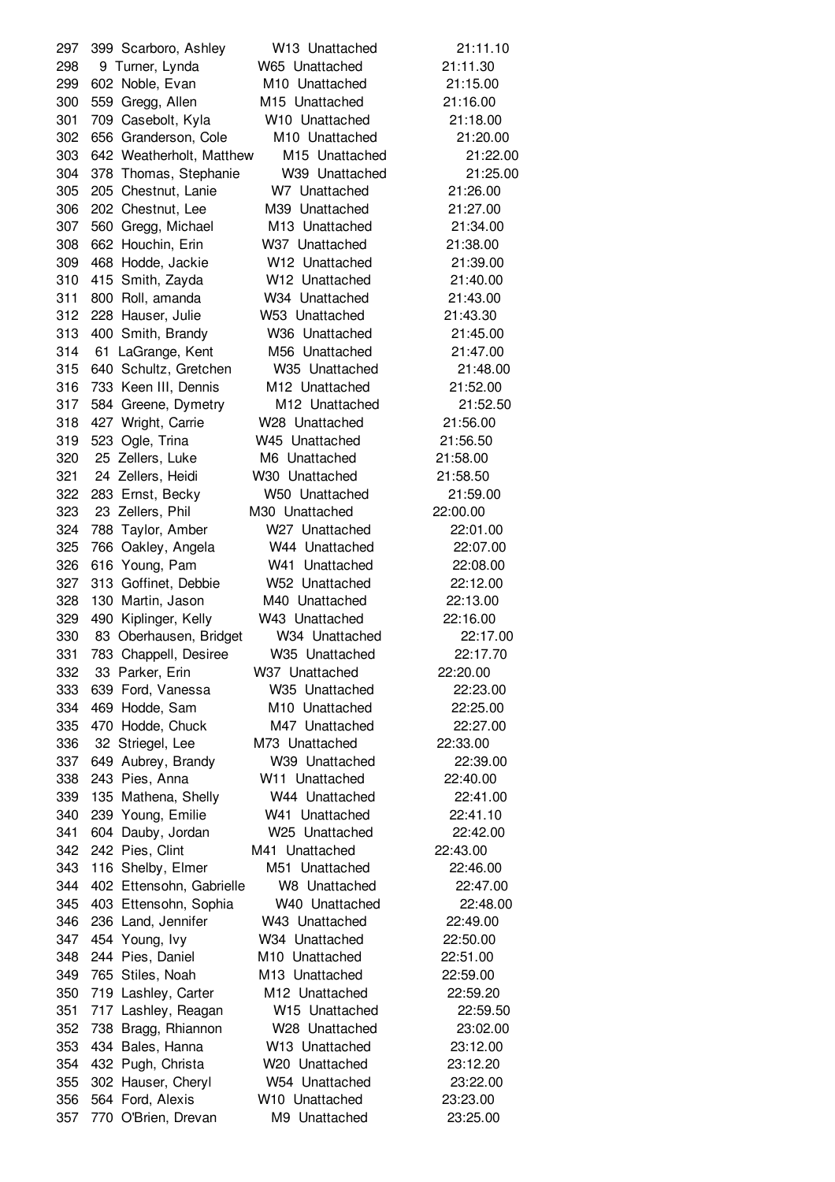| | | | | | |
|---|---|---|---|---|---|
| 297 | 399 | Scarboro, Ashley | W13 | Unattached | 21:11.10 |
| 298 | 9 | Turner, Lynda | W65 | Unattached | 21:11.30 |
| 299 | 602 | Noble, Evan | M10 | Unattached | 21:15.00 |
| 300 | 559 | Gregg, Allen | M15 | Unattached | 21:16.00 |
| 301 | 709 | Casebolt, Kyla | W10 | Unattached | 21:18.00 |
| 302 | 656 | Granderson, Cole | M10 | Unattached | 21:20.00 |
| 303 | 642 | Weatherholt, Matthew | M15 | Unattached | 21:22.00 |
| 304 | 378 | Thomas, Stephanie | W39 | Unattached | 21:25.00 |
| 305 | 205 | Chestnut, Lanie | W7 | Unattached | 21:26.00 |
| 306 | 202 | Chestnut, Lee | M39 | Unattached | 21:27.00 |
| 307 | 560 | Gregg, Michael | M13 | Unattached | 21:34.00 |
| 308 | 662 | Houchin, Erin | W37 | Unattached | 21:38.00 |
| 309 | 468 | Hodde, Jackie | W12 | Unattached | 21:39.00 |
| 310 | 415 | Smith, Zayda | W12 | Unattached | 21:40.00 |
| 311 | 800 | Roll, amanda | W34 | Unattached | 21:43.00 |
| 312 | 228 | Hauser, Julie | W53 | Unattached | 21:43.30 |
| 313 | 400 | Smith, Brandy | W36 | Unattached | 21:45.00 |
| 314 | 61 | LaGrange, Kent | M56 | Unattached | 21:47.00 |
| 315 | 640 | Schultz, Gretchen | W35 | Unattached | 21:48.00 |
| 316 | 733 | Keen III, Dennis | M12 | Unattached | 21:52.00 |
| 317 | 584 | Greene, Dymetry | M12 | Unattached | 21:52.50 |
| 318 | 427 | Wright, Carrie | W28 | Unattached | 21:56.00 |
| 319 | 523 | Ogle, Trina | W45 | Unattached | 21:56.50 |
| 320 | 25 | Zellers, Luke | M6 | Unattached | 21:58.00 |
| 321 | 24 | Zellers, Heidi | W30 | Unattached | 21:58.50 |
| 322 | 283 | Ernst, Becky | W50 | Unattached | 21:59.00 |
| 323 | 23 | Zellers, Phil | M30 | Unattached | 22:00.00 |
| 324 | 788 | Taylor, Amber | W27 | Unattached | 22:01.00 |
| 325 | 766 | Oakley, Angela | W44 | Unattached | 22:07.00 |
| 326 | 616 | Young, Pam | W41 | Unattached | 22:08.00 |
| 327 | 313 | Goffinet, Debbie | W52 | Unattached | 22:12.00 |
| 328 | 130 | Martin, Jason | M40 | Unattached | 22:13.00 |
| 329 | 490 | Kiplinger, Kelly | W43 | Unattached | 22:16.00 |
| 330 | 83 | Oberhausen, Bridget | W34 | Unattached | 22:17.00 |
| 331 | 783 | Chappell, Desiree | W35 | Unattached | 22:17.70 |
| 332 | 33 | Parker, Erin | W37 | Unattached | 22:20.00 |
| 333 | 639 | Ford, Vanessa | W35 | Unattached | 22:23.00 |
| 334 | 469 | Hodde, Sam | M10 | Unattached | 22:25.00 |
| 335 | 470 | Hodde, Chuck | M47 | Unattached | 22:27.00 |
| 336 | 32 | Striegel, Lee | M73 | Unattached | 22:33.00 |
| 337 | 649 | Aubrey, Brandy | W39 | Unattached | 22:39.00 |
| 338 | 243 | Pies, Anna | W11 | Unattached | 22:40.00 |
| 339 | 135 | Mathena, Shelly | W44 | Unattached | 22:41.00 |
| 340 | 239 | Young, Emilie | W41 | Unattached | 22:41.10 |
| 341 | 604 | Dauby, Jordan | W25 | Unattached | 22:42.00 |
| 342 | 242 | Pies, Clint | M41 | Unattached | 22:43.00 |
| 343 | 116 | Shelby, Elmer | M51 | Unattached | 22:46.00 |
| 344 | 402 | Ettensohn, Gabrielle | W8 | Unattached | 22:47.00 |
| 345 | 403 | Ettensohn, Sophia | W40 | Unattached | 22:48.00 |
| 346 | 236 | Land, Jennifer | W43 | Unattached | 22:49.00 |
| 347 | 454 | Young, Ivy | W34 | Unattached | 22:50.00 |
| 348 | 244 | Pies, Daniel | M10 | Unattached | 22:51.00 |
| 349 | 765 | Stiles, Noah | M13 | Unattached | 22:59.00 |
| 350 | 719 | Lashley, Carter | M12 | Unattached | 22:59.20 |
| 351 | 717 | Lashley, Reagan | W15 | Unattached | 22:59.50 |
| 352 | 738 | Bragg, Rhiannon | W28 | Unattached | 23:02.00 |
| 353 | 434 | Bales, Hanna | W13 | Unattached | 23:12.00 |
| 354 | 432 | Pugh, Christa | W20 | Unattached | 23:12.20 |
| 355 | 302 | Hauser, Cheryl | W54 | Unattached | 23:22.00 |
| 356 | 564 | Ford, Alexis | W10 | Unattached | 23:23.00 |
| 357 | 770 | O'Brien, Drevan | M9 | Unattached | 23:25.00 |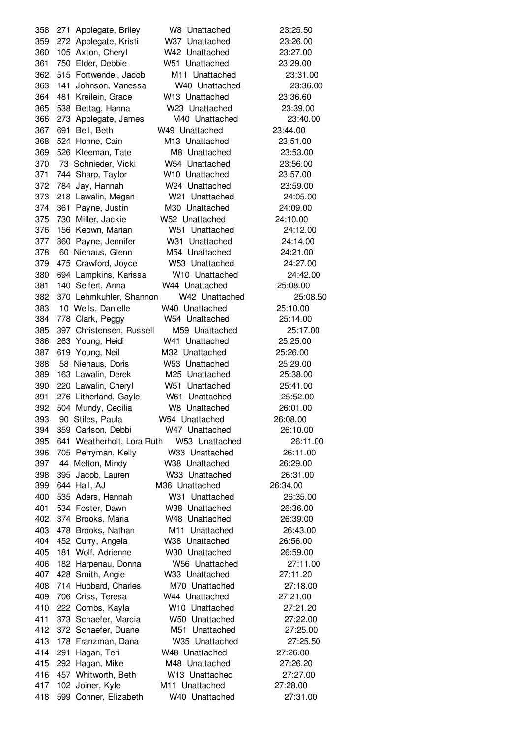| | | | | | |
|---|---|---|---|---|---|
| 358 | 271 | Applegate, Briley | W8 | Unattached | 23:25.50 |
| 359 | 272 | Applegate, Kristi | W37 | Unattached | 23:26.00 |
| 360 | 105 | Axton, Cheryl | W42 | Unattached | 23:27.00 |
| 361 | 750 | Elder, Debbie | W51 | Unattached | 23:29.00 |
| 362 | 515 | Fortwendel, Jacob | M11 | Unattached | 23:31.00 |
| 363 | 141 | Johnson, Vanessa | W40 | Unattached | 23:36.00 |
| 364 | 481 | Kreilein, Grace | W13 | Unattached | 23:36.60 |
| 365 | 538 | Bettag, Hanna | W23 | Unattached | 23:39.00 |
| 366 | 273 | Applegate, James | M40 | Unattached | 23:40.00 |
| 367 | 691 | Bell, Beth | W49 | Unattached | 23:44.00 |
| 368 | 524 | Hohne, Cain | M13 | Unattached | 23:51.00 |
| 369 | 526 | Kleeman, Tate | M8 | Unattached | 23:53.00 |
| 370 | 73 | Schnieder, Vicki | W54 | Unattached | 23:56.00 |
| 371 | 744 | Sharp, Taylor | W10 | Unattached | 23:57.00 |
| 372 | 784 | Jay, Hannah | W24 | Unattached | 23:59.00 |
| 373 | 218 | Lawalin, Megan | W21 | Unattached | 24:05.00 |
| 374 | 361 | Payne, Justin | M30 | Unattached | 24:09.00 |
| 375 | 730 | Miller, Jackie | W52 | Unattached | 24:10.00 |
| 376 | 156 | Keown, Marian | W51 | Unattached | 24:12.00 |
| 377 | 360 | Payne, Jennifer | W31 | Unattached | 24:14.00 |
| 378 | 60 | Niehaus, Glenn | M54 | Unattached | 24:21.00 |
| 379 | 475 | Crawford, Joyce | W53 | Unattached | 24:27.00 |
| 380 | 694 | Lampkins, Karissa | W10 | Unattached | 24:42.00 |
| 381 | 140 | Seifert, Anna | W44 | Unattached | 25:08.00 |
| 382 | 370 | Lehmkuhler, Shannon | W42 | Unattached | 25:08.50 |
| 383 | 10 | Wells, Danielle | W40 | Unattached | 25:10.00 |
| 384 | 778 | Clark, Peggy | W54 | Unattached | 25:14.00 |
| 385 | 397 | Christensen, Russell | M59 | Unattached | 25:17.00 |
| 386 | 263 | Young, Heidi | W41 | Unattached | 25:25.00 |
| 387 | 619 | Young, Neil | M32 | Unattached | 25:26.00 |
| 388 | 58 | Niehaus, Doris | W53 | Unattached | 25:29.00 |
| 389 | 163 | Lawalin, Derek | M25 | Unattached | 25:38.00 |
| 390 | 220 | Lawalin, Cheryl | W51 | Unattached | 25:41.00 |
| 391 | 276 | Litherland, Gayle | W61 | Unattached | 25:52.00 |
| 392 | 504 | Mundy, Cecilia | W8 | Unattached | 26:01.00 |
| 393 | 90 | Stiles, Paula | W54 | Unattached | 26:08.00 |
| 394 | 359 | Carlson, Debbi | W47 | Unattached | 26:10.00 |
| 395 | 641 | Weatherholt, Lora Ruth | W53 | Unattached | 26:11.00 |
| 396 | 705 | Perryman, Kelly | W33 | Unattached | 26:11.00 |
| 397 | 44 | Melton, Mindy | W38 | Unattached | 26:29.00 |
| 398 | 395 | Jacob, Lauren | W33 | Unattached | 26:31.00 |
| 399 | 644 | Hall, AJ | M36 | Unattached | 26:34.00 |
| 400 | 535 | Aders, Hannah | W31 | Unattached | 26:35.00 |
| 401 | 534 | Foster, Dawn | W38 | Unattached | 26:36.00 |
| 402 | 374 | Brooks, Maria | W48 | Unattached | 26:39.00 |
| 403 | 478 | Brooks, Nathan | M11 | Unattached | 26:43.00 |
| 404 | 452 | Curry, Angela | W38 | Unattached | 26:56.00 |
| 405 | 181 | Wolf, Adrienne | W30 | Unattached | 26:59.00 |
| 406 | 182 | Harpenau, Donna | W56 | Unattached | 27:11.00 |
| 407 | 428 | Smith, Angie | W33 | Unattached | 27:11.20 |
| 408 | 714 | Hubbard, Charles | M70 | Unattached | 27:18.00 |
| 409 | 706 | Criss, Teresa | W44 | Unattached | 27:21.00 |
| 410 | 222 | Combs, Kayla | W10 | Unattached | 27:21.20 |
| 411 | 373 | Schaefer, Marcia | W50 | Unattached | 27:22.00 |
| 412 | 372 | Schaefer, Duane | M51 | Unattached | 27:25.00 |
| 413 | 178 | Franzman, Dana | W35 | Unattached | 27:25.50 |
| 414 | 291 | Hagan, Teri | W48 | Unattached | 27:26.00 |
| 415 | 292 | Hagan, Mike | M48 | Unattached | 27:26.20 |
| 416 | 457 | Whitworth, Beth | W13 | Unattached | 27:27.00 |
| 417 | 102 | Joiner, Kyle | M11 | Unattached | 27:28.00 |
| 418 | 599 | Conner, Elizabeth | W40 | Unattached | 27:31.00 |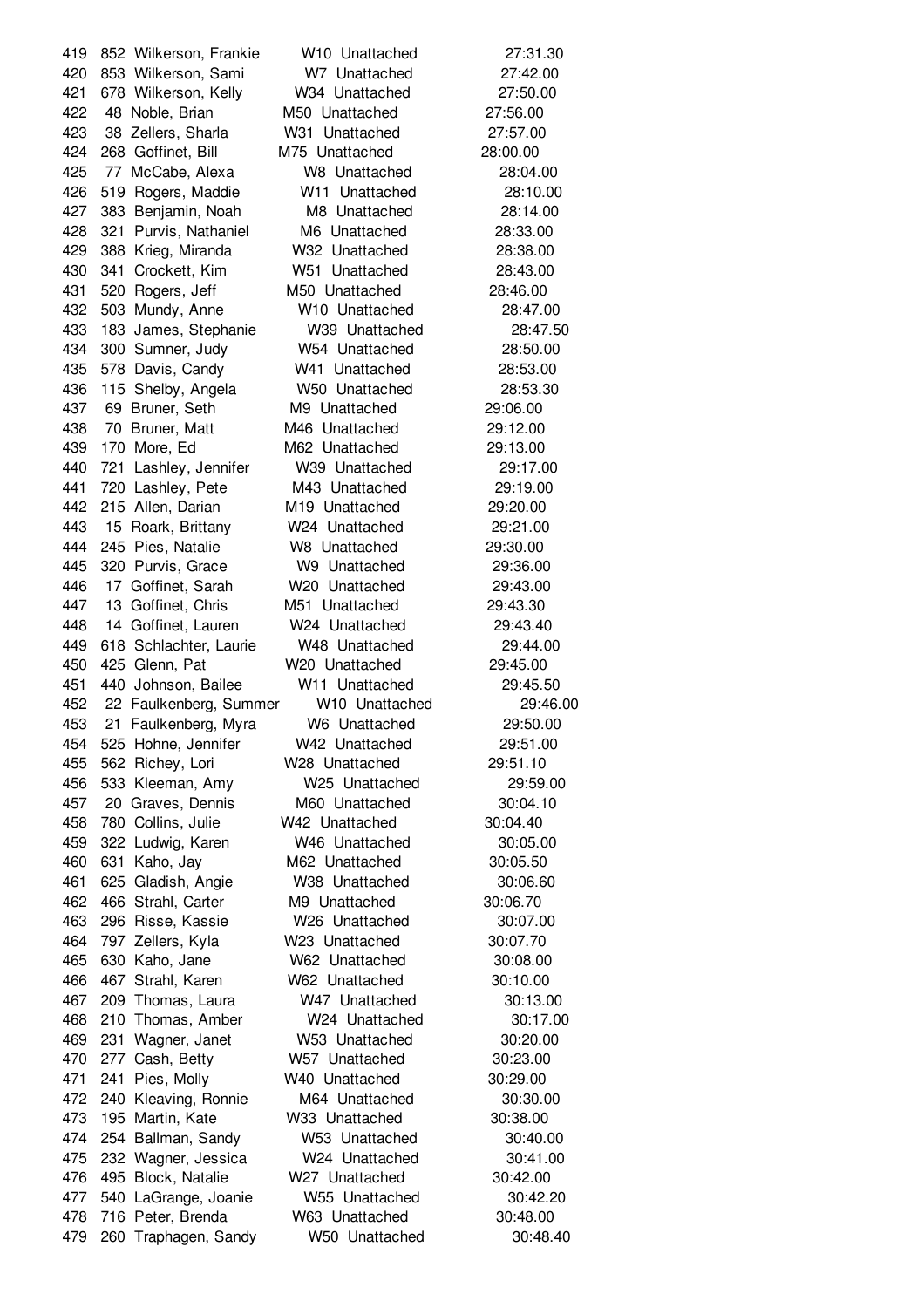| | | | | | |
|---|---|---|---|---|---|
| 419 | 852 | Wilkerson, Frankie | W10 | Unattached | 27:31.30 |
| 420 | 853 | Wilkerson, Sami | W7 | Unattached | 27:42.00 |
| 421 | 678 | Wilkerson, Kelly | W34 | Unattached | 27:50.00 |
| 422 | 48 | Noble, Brian | M50 | Unattached | 27:56.00 |
| 423 | 38 | Zellers, Sharla | W31 | Unattached | 27:57.00 |
| 424 | 268 | Goffinet, Bill | M75 | Unattached | 28:00.00 |
| 425 | 77 | McCabe, Alexa | W8 | Unattached | 28:04.00 |
| 426 | 519 | Rogers, Maddie | W11 | Unattached | 28:10.00 |
| 427 | 383 | Benjamin, Noah | M8 | Unattached | 28:14.00 |
| 428 | 321 | Purvis, Nathaniel | M6 | Unattached | 28:33.00 |
| 429 | 388 | Krieg, Miranda | W32 | Unattached | 28:38.00 |
| 430 | 341 | Crockett, Kim | W51 | Unattached | 28:43.00 |
| 431 | 520 | Rogers, Jeff | M50 | Unattached | 28:46.00 |
| 432 | 503 | Mundy, Anne | W10 | Unattached | 28:47.00 |
| 433 | 183 | James, Stephanie | W39 | Unattached | 28:47.50 |
| 434 | 300 | Sumner, Judy | W54 | Unattached | 28:50.00 |
| 435 | 578 | Davis, Candy | W41 | Unattached | 28:53.00 |
| 436 | 115 | Shelby, Angela | W50 | Unattached | 28:53.30 |
| 437 | 69 | Bruner, Seth | M9 | Unattached | 29:06.00 |
| 438 | 70 | Bruner, Matt | M46 | Unattached | 29:12.00 |
| 439 | 170 | More, Ed | M62 | Unattached | 29:13.00 |
| 440 | 721 | Lashley, Jennifer | W39 | Unattached | 29:17.00 |
| 441 | 720 | Lashley, Pete | M43 | Unattached | 29:19.00 |
| 442 | 215 | Allen, Darian | M19 | Unattached | 29:20.00 |
| 443 | 15 | Roark, Brittany | W24 | Unattached | 29:21.00 |
| 444 | 245 | Pies, Natalie | W8 | Unattached | 29:30.00 |
| 445 | 320 | Purvis, Grace | W9 | Unattached | 29:36.00 |
| 446 | 17 | Goffinet, Sarah | W20 | Unattached | 29:43.00 |
| 447 | 13 | Goffinet, Chris | M51 | Unattached | 29:43.30 |
| 448 | 14 | Goffinet, Lauren | W24 | Unattached | 29:43.40 |
| 449 | 618 | Schlachter, Laurie | W48 | Unattached | 29:44.00 |
| 450 | 425 | Glenn, Pat | W20 | Unattached | 29:45.00 |
| 451 | 440 | Johnson, Bailee | W11 | Unattached | 29:45.50 |
| 452 | 22 | Faulkenberg, Summer | W10 | Unattached | 29:46.00 |
| 453 | 21 | Faulkenberg, Myra | W6 | Unattached | 29:50.00 |
| 454 | 525 | Hohne, Jennifer | W42 | Unattached | 29:51.00 |
| 455 | 562 | Richey, Lori | W28 | Unattached | 29:51.10 |
| 456 | 533 | Kleeman, Amy | W25 | Unattached | 29:59.00 |
| 457 | 20 | Graves, Dennis | M60 | Unattached | 30:04.10 |
| 458 | 780 | Collins, Julie | W42 | Unattached | 30:04.40 |
| 459 | 322 | Ludwig, Karen | W46 | Unattached | 30:05.00 |
| 460 | 631 | Kaho, Jay | M62 | Unattached | 30:05.50 |
| 461 | 625 | Gladish, Angie | W38 | Unattached | 30:06.60 |
| 462 | 466 | Strahl, Carter | M9 | Unattached | 30:06.70 |
| 463 | 296 | Risse, Kassie | W26 | Unattached | 30:07.00 |
| 464 | 797 | Zellers, Kyla | W23 | Unattached | 30:07.70 |
| 465 | 630 | Kaho, Jane | W62 | Unattached | 30:08.00 |
| 466 | 467 | Strahl, Karen | W62 | Unattached | 30:10.00 |
| 467 | 209 | Thomas, Laura | W47 | Unattached | 30:13.00 |
| 468 | 210 | Thomas, Amber | W24 | Unattached | 30:17.00 |
| 469 | 231 | Wagner, Janet | W53 | Unattached | 30:20.00 |
| 470 | 277 | Cash, Betty | W57 | Unattached | 30:23.00 |
| 471 | 241 | Pies, Molly | W40 | Unattached | 30:29.00 |
| 472 | 240 | Kleaving, Ronnie | M64 | Unattached | 30:30.00 |
| 473 | 195 | Martin, Kate | W33 | Unattached | 30:38.00 |
| 474 | 254 | Ballman, Sandy | W53 | Unattached | 30:40.00 |
| 475 | 232 | Wagner, Jessica | W24 | Unattached | 30:41.00 |
| 476 | 495 | Block, Natalie | W27 | Unattached | 30:42.00 |
| 477 | 540 | LaGrange, Joanie | W55 | Unattached | 30:42.20 |
| 478 | 716 | Peter, Brenda | W63 | Unattached | 30:48.00 |
| 479 | 260 | Traphagen, Sandy | W50 | Unattached | 30:48.40 |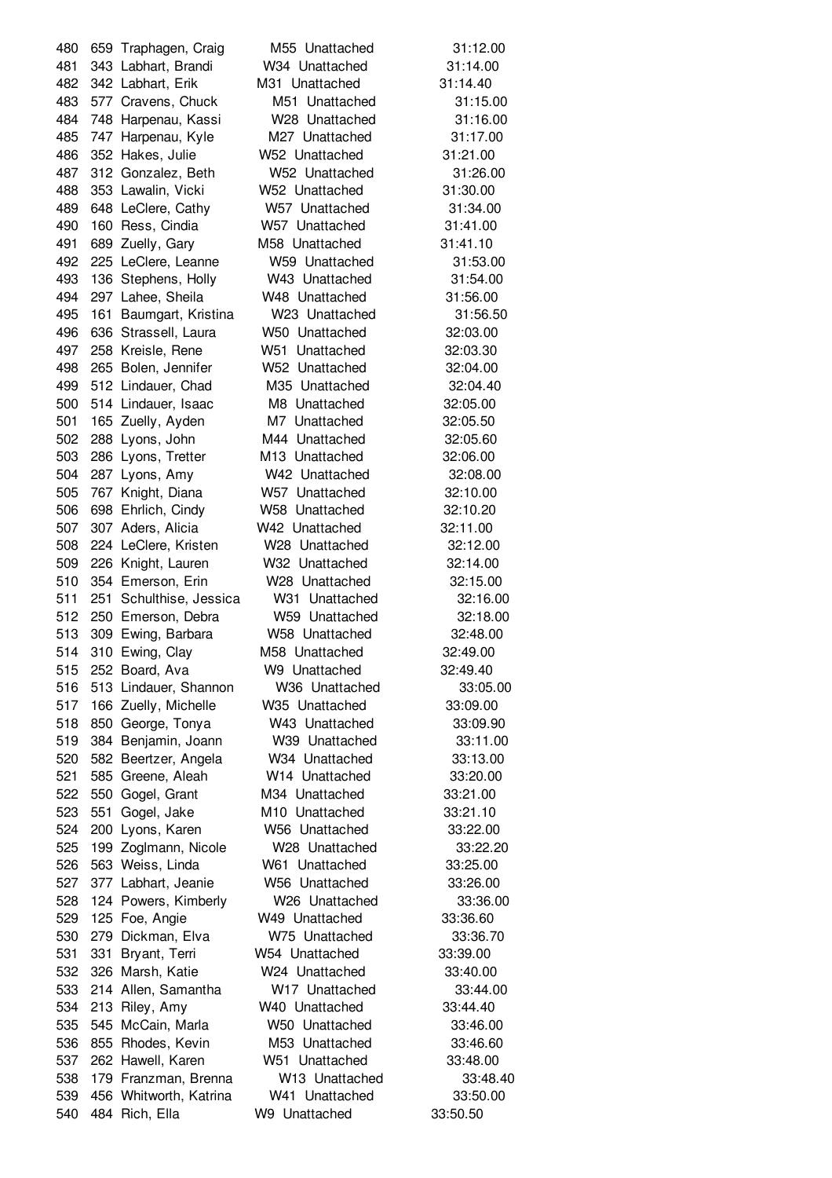| | | | | | |
|---|---|---|---|---|---|
| 480 | 659 | Traphagen, Craig | M55 | Unattached | 31:12.00 |
| 481 | 343 | Labhart, Brandi | W34 | Unattached | 31:14.00 |
| 482 | 342 | Labhart, Erik | M31 | Unattached | 31:14.40 |
| 483 | 577 | Cravens, Chuck | M51 | Unattached | 31:15.00 |
| 484 | 748 | Harpenau, Kassi | W28 | Unattached | 31:16.00 |
| 485 | 747 | Harpenau, Kyle | M27 | Unattached | 31:17.00 |
| 486 | 352 | Hakes, Julie | W52 | Unattached | 31:21.00 |
| 487 | 312 | Gonzalez, Beth | W52 | Unattached | 31:26.00 |
| 488 | 353 | Lawalin, Vicki | W52 | Unattached | 31:30.00 |
| 489 | 648 | LeClere, Cathy | W57 | Unattached | 31:34.00 |
| 490 | 160 | Ress, Cindia | W57 | Unattached | 31:41.00 |
| 491 | 689 | Zuelly, Gary | M58 | Unattached | 31:41.10 |
| 492 | 225 | LeClere, Leanne | W59 | Unattached | 31:53.00 |
| 493 | 136 | Stephens, Holly | W43 | Unattached | 31:54.00 |
| 494 | 297 | Lahee, Sheila | W48 | Unattached | 31:56.00 |
| 495 | 161 | Baumgart, Kristina | W23 | Unattached | 31:56.50 |
| 496 | 636 | Strassell, Laura | W50 | Unattached | 32:03.00 |
| 497 | 258 | Kreisle, Rene | W51 | Unattached | 32:03.30 |
| 498 | 265 | Bolen, Jennifer | W52 | Unattached | 32:04.00 |
| 499 | 512 | Lindauer, Chad | M35 | Unattached | 32:04.40 |
| 500 | 514 | Lindauer, Isaac | M8 | Unattached | 32:05.00 |
| 501 | 165 | Zuelly, Ayden | M7 | Unattached | 32:05.50 |
| 502 | 288 | Lyons, John | M44 | Unattached | 32:05.60 |
| 503 | 286 | Lyons, Tretter | M13 | Unattached | 32:06.00 |
| 504 | 287 | Lyons, Amy | W42 | Unattached | 32:08.00 |
| 505 | 767 | Knight, Diana | W57 | Unattached | 32:10.00 |
| 506 | 698 | Ehrlich, Cindy | W58 | Unattached | 32:10.20 |
| 507 | 307 | Aders, Alicia | W42 | Unattached | 32:11.00 |
| 508 | 224 | LeClere, Kristen | W28 | Unattached | 32:12.00 |
| 509 | 226 | Knight, Lauren | W32 | Unattached | 32:14.00 |
| 510 | 354 | Emerson, Erin | W28 | Unattached | 32:15.00 |
| 511 | 251 | Schulthise, Jessica | W31 | Unattached | 32:16.00 |
| 512 | 250 | Emerson, Debra | W59 | Unattached | 32:18.00 |
| 513 | 309 | Ewing, Barbara | W58 | Unattached | 32:48.00 |
| 514 | 310 | Ewing, Clay | M58 | Unattached | 32:49.00 |
| 515 | 252 | Board, Ava | W9 | Unattached | 32:49.40 |
| 516 | 513 | Lindauer, Shannon | W36 | Unattached | 33:05.00 |
| 517 | 166 | Zuelly, Michelle | W35 | Unattached | 33:09.00 |
| 518 | 850 | George, Tonya | W43 | Unattached | 33:09.90 |
| 519 | 384 | Benjamin, Joann | W39 | Unattached | 33:11.00 |
| 520 | 582 | Beertzer, Angela | W34 | Unattached | 33:13.00 |
| 521 | 585 | Greene, Aleah | W14 | Unattached | 33:20.00 |
| 522 | 550 | Gogel, Grant | M34 | Unattached | 33:21.00 |
| 523 | 551 | Gogel, Jake | M10 | Unattached | 33:21.10 |
| 524 | 200 | Lyons, Karen | W56 | Unattached | 33:22.00 |
| 525 | 199 | Zoglmann, Nicole | W28 | Unattached | 33:22.20 |
| 526 | 563 | Weiss, Linda | W61 | Unattached | 33:25.00 |
| 527 | 377 | Labhart, Jeanie | W56 | Unattached | 33:26.00 |
| 528 | 124 | Powers, Kimberly | W26 | Unattached | 33:36.00 |
| 529 | 125 | Foe, Angie | W49 | Unattached | 33:36.60 |
| 530 | 279 | Dickman, Elva | W75 | Unattached | 33:36.70 |
| 531 | 331 | Bryant, Terri | W54 | Unattached | 33:39.00 |
| 532 | 326 | Marsh, Katie | W24 | Unattached | 33:40.00 |
| 533 | 214 | Allen, Samantha | W17 | Unattached | 33:44.00 |
| 534 | 213 | Riley, Amy | W40 | Unattached | 33:44.40 |
| 535 | 545 | McCain, Marla | W50 | Unattached | 33:46.00 |
| 536 | 855 | Rhodes, Kevin | M53 | Unattached | 33:46.60 |
| 537 | 262 | Hawell, Karen | W51 | Unattached | 33:48.00 |
| 538 | 179 | Franzman, Brenna | W13 | Unattached | 33:48.40 |
| 539 | 456 | Whitworth, Katrina | W41 | Unattached | 33:50.00 |
| 540 | 484 | Rich, Ella | W9 | Unattached | 33:50.50 |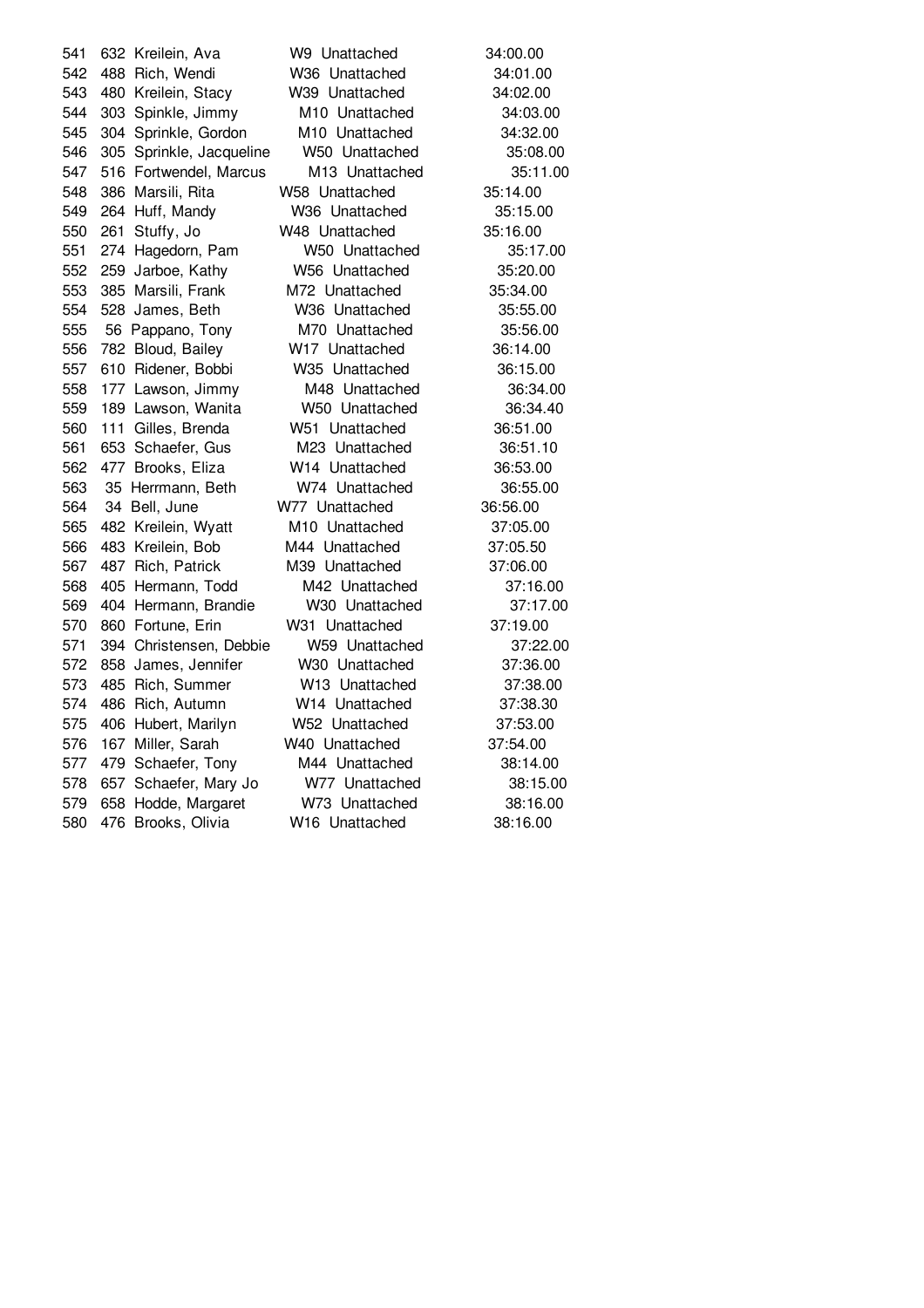| | | | | | |
|---|---|---|---|---|---|
| 541 | 632 | Kreilein, Ava | W9 | Unattached | 34:00.00 |
| 542 | 488 | Rich, Wendi | W36 | Unattached | 34:01.00 |
| 543 | 480 | Kreilein, Stacy | W39 | Unattached | 34:02.00 |
| 544 | 303 | Spinkle, Jimmy | M10 | Unattached | 34:03.00 |
| 545 | 304 | Sprinkle, Gordon | M10 | Unattached | 34:32.00 |
| 546 | 305 | Sprinkle, Jacqueline | W50 | Unattached | 35:08.00 |
| 547 | 516 | Fortwendel, Marcus | M13 | Unattached | 35:11.00 |
| 548 | 386 | Marsili, Rita | W58 | Unattached | 35:14.00 |
| 549 | 264 | Huff, Mandy | W36 | Unattached | 35:15.00 |
| 550 | 261 | Stuffy, Jo | W48 | Unattached | 35:16.00 |
| 551 | 274 | Hagedorn, Pam | W50 | Unattached | 35:17.00 |
| 552 | 259 | Jarboe, Kathy | W56 | Unattached | 35:20.00 |
| 553 | 385 | Marsili, Frank | M72 | Unattached | 35:34.00 |
| 554 | 528 | James, Beth | W36 | Unattached | 35:55.00 |
| 555 | 56 | Pappano, Tony | M70 | Unattached | 35:56.00 |
| 556 | 782 | Bloud, Bailey | W17 | Unattached | 36:14.00 |
| 557 | 610 | Ridener, Bobbi | W35 | Unattached | 36:15.00 |
| 558 | 177 | Lawson, Jimmy | M48 | Unattached | 36:34.00 |
| 559 | 189 | Lawson, Wanita | W50 | Unattached | 36:34.40 |
| 560 | 111 | Gilles, Brenda | W51 | Unattached | 36:51.00 |
| 561 | 653 | Schaefer, Gus | M23 | Unattached | 36:51.10 |
| 562 | 477 | Brooks, Eliza | W14 | Unattached | 36:53.00 |
| 563 | 35 | Herrmann, Beth | W74 | Unattached | 36:55.00 |
| 564 | 34 | Bell, June | W77 | Unattached | 36:56.00 |
| 565 | 482 | Kreilein, Wyatt | M10 | Unattached | 37:05.00 |
| 566 | 483 | Kreilein, Bob | M44 | Unattached | 37:05.50 |
| 567 | 487 | Rich, Patrick | M39 | Unattached | 37:06.00 |
| 568 | 405 | Hermann, Todd | M42 | Unattached | 37:16.00 |
| 569 | 404 | Hermann, Brandie | W30 | Unattached | 37:17.00 |
| 570 | 860 | Fortune, Erin | W31 | Unattached | 37:19.00 |
| 571 | 394 | Christensen, Debbie | W59 | Unattached | 37:22.00 |
| 572 | 858 | James, Jennifer | W30 | Unattached | 37:36.00 |
| 573 | 485 | Rich, Summer | W13 | Unattached | 37:38.00 |
| 574 | 486 | Rich, Autumn | W14 | Unattached | 37:38.30 |
| 575 | 406 | Hubert, Marilyn | W52 | Unattached | 37:53.00 |
| 576 | 167 | Miller, Sarah | W40 | Unattached | 37:54.00 |
| 577 | 479 | Schaefer, Tony | M44 | Unattached | 38:14.00 |
| 578 | 657 | Schaefer, Mary Jo | W77 | Unattached | 38:15.00 |
| 579 | 658 | Hodde, Margaret | W73 | Unattached | 38:16.00 |
| 580 | 476 | Brooks, Olivia | W16 | Unattached | 38:16.00 |